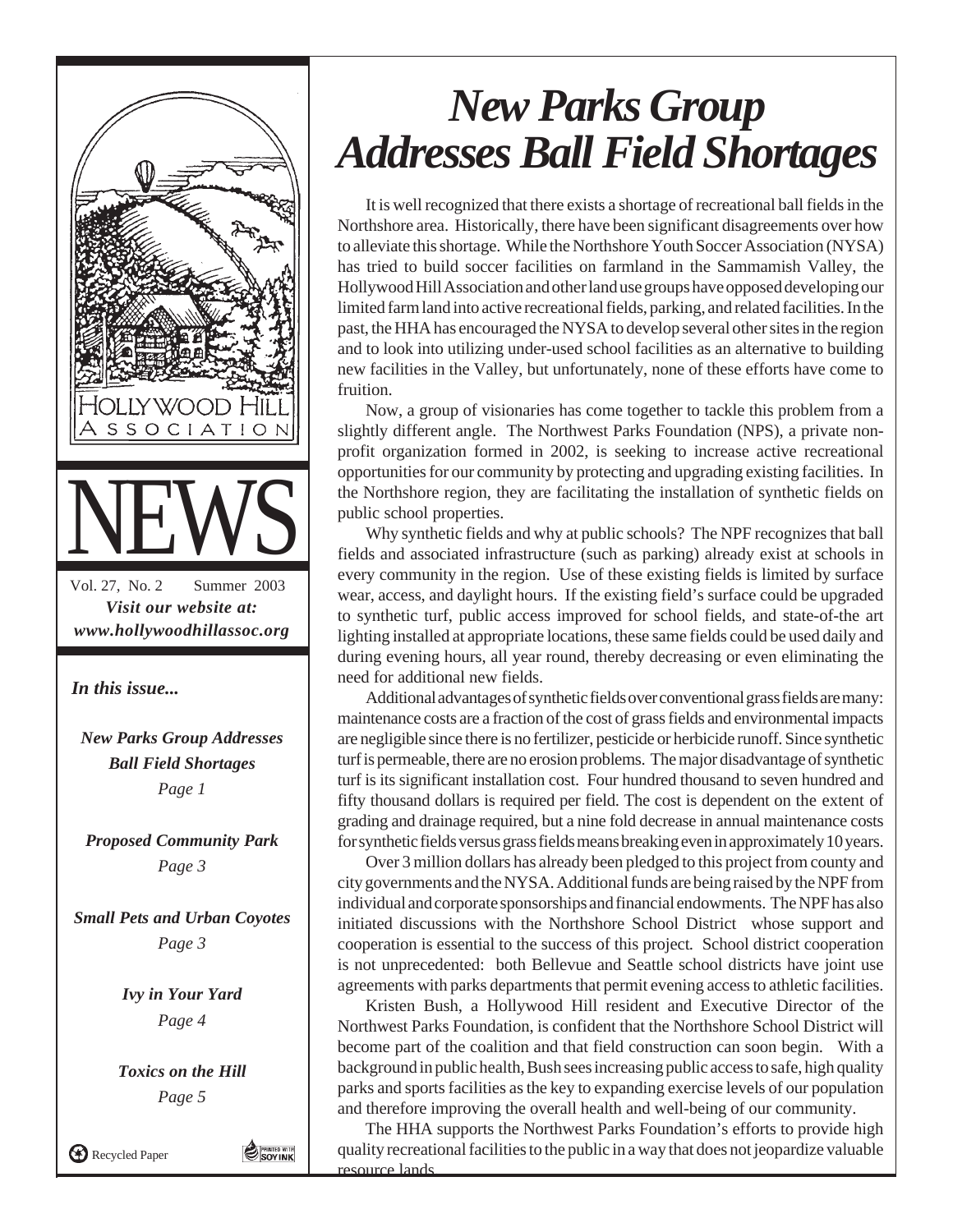HOLLYWOOD HILL ASSOCIATION

# NEWS

Vol. 27, No. 2 Summer 2003

***Visit our website at: www.hollywoodhillassoc.org***

***In this issue...***

***New Parks Group Addresses Ball Field Shortages***
*Page 1*

***Proposed Community Park***
*Page 3*

***Small Pets and Urban Coyotes***
*Page 3*

***Ivy in Your Yard***
*Page 4*

***Toxics on the Hill***
*Page 5*

Recycled Paper

# *New Parks Group Addresses Ball Field Shortages*

It is well recognized that there exists a shortage of recreational ball fields in the Northshore area. Historically, there have been significant disagreements over how to alleviate this shortage. While the Northshore Youth Soccer Association (NYSA) has tried to build soccer facilities on farmland in the Sammamish Valley, the Hollywood Hill Association and other land use groups have opposed developing our limited farm land into active recreational fields, parking, and related facilities. In the past, the HHA has encouraged the NYSA to develop several other sites in the region and to look into utilizing under-used school facilities as an alternative to building new facilities in the Valley, but unfortunately, none of these efforts have come to fruition.

Now, a group of visionaries has come together to tackle this problem from a slightly different angle. The Northwest Parks Foundation (NPS), a private non-profit organization formed in 2002, is seeking to increase active recreational opportunities for our community by protecting and upgrading existing facilities. In the Northshore region, they are facilitating the installation of synthetic fields on public school properties.

Why synthetic fields and why at public schools? The NPF recognizes that ball fields and associated infrastructure (such as parking) already exist at schools in every community in the region. Use of these existing fields is limited by surface wear, access, and daylight hours. If the existing field's surface could be upgraded to synthetic turf, public access improved for school fields, and state-of-the art lighting installed at appropriate locations, these same fields could be used daily and during evening hours, all year round, thereby decreasing or even eliminating the need for additional new fields.

Additional advantages of synthetic fields over conventional grass fields are many: maintenance costs are a fraction of the cost of grass fields and environmental impacts are negligible since there is no fertilizer, pesticide or herbicide runoff. Since synthetic turf is permeable, there are no erosion problems. The major disadvantage of synthetic turf is its significant installation cost. Four hundred thousand to seven hundred and fifty thousand dollars is required per field. The cost is dependent on the extent of grading and drainage required, but a nine fold decrease in annual maintenance costs for synthetic fields versus grass fields means breaking even in approximately 10 years.

Over 3 million dollars has already been pledged to this project from county and city governments and the NYSA. Additional funds are being raised by the NPF from individual and corporate sponsorships and financial endowments. The NPF has also initiated discussions with the Northshore School District whose support and cooperation is essential to the success of this project. School district cooperation is not unprecedented: both Bellevue and Seattle school districts have joint use agreements with parks departments that permit evening access to athletic facilities.

Kristen Bush, a Hollywood Hill resident and Executive Director of the Northwest Parks Foundation, is confident that the Northshore School District will become part of the coalition and that field construction can soon begin. With a background in public health, Bush sees increasing public access to safe, high quality parks and sports facilities as the key to expanding exercise levels of our population and therefore improving the overall health and well-being of our community.

The HHA supports the Northwest Parks Foundation's efforts to provide high quality recreational facilities to the public in a way that does not jeopardize valuable resource lands.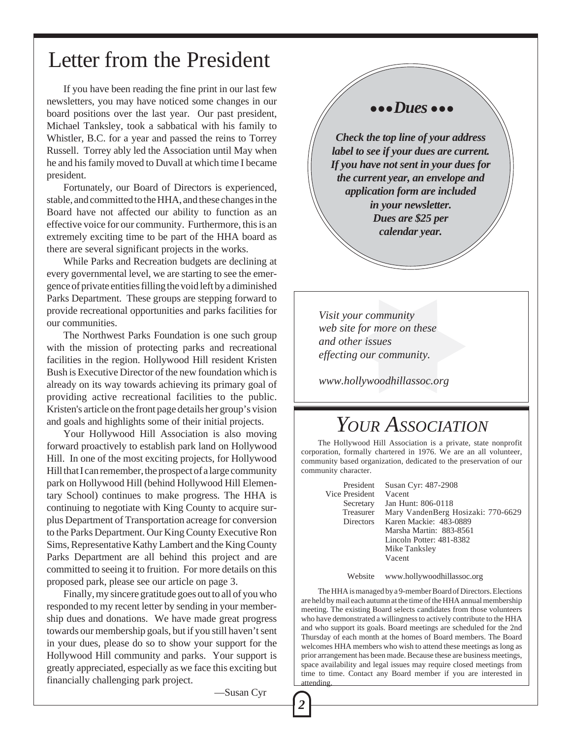# Letter from the President

If you have been reading the fine print in our last few newsletters, you may have noticed some changes in our board positions over the last year. Our past president, Michael Tanksley, took a sabbatical with his family to Whistler, B.C. for a year and passed the reins to Torrey Russell. Torrey ably led the Association until May when he and his family moved to Duvall at which time I became president.

Fortunately, our Board of Directors is experienced, stable, and committed to the HHA, and these changes in the Board have not affected our ability to function as an effective voice for our community. Furthermore, this is an extremely exciting time to be part of the HHA board as there are several significant projects in the works.

While Parks and Recreation budgets are declining at every governmental level, we are starting to see the emergence of private entities filling the void left by a diminished Parks Department. These groups are stepping forward to provide recreational opportunities and parks facilities for our communities.

The Northwest Parks Foundation is one such group with the mission of protecting parks and recreational facilities in the region. Hollywood Hill resident Kristen Bush is Executive Director of the new foundation which is already on its way towards achieving its primary goal of providing active recreational facilities to the public. Kristen's article on the front page details her group's vision and goals and highlights some of their initial projects.

Your Hollywood Hill Association is also moving forward proactively to establish park land on Hollywood Hill. In one of the most exciting projects, for Hollywood Hill that I can remember, the prospect of a large community park on Hollywood Hill (behind Hollywood Hill Elementary School) continues to make progress. The HHA is continuing to negotiate with King County to acquire surplus Department of Transportation acreage for conversion to the Parks Department. Our King County Executive Ron Sims, Representative Kathy Lambert and the King County Parks Department are all behind this project and are committed to seeing it to fruition. For more details on this proposed park, please see our article on page 3.

Finally, my sincere gratitude goes out to all of you who responded to my recent letter by sending in your membership dues and donations. We have made great progress towards our membership goals, but if you still haven't sent in your dues, please do so to show your support for the Hollywood Hill community and parks. Your support is greatly appreciated, especially as we face this exciting but financially challenging park project.

—Susan Cyr

### ••• *Dues* •••

***Check the top line of your address label to see if your dues are current. If you have not sent in your dues for the current year, an envelope and application form are included in your newsletter. Dues are $25 per calendar year.***

*Visit your community web site for more on these and other issues effecting our community.*

*www.hollywoodhillassoc.org*

## *YOUR ASSOCIATION*

The Hollywood Hill Association is a private, state nonprofit corporation, formally chartered in 1976. We are an all volunteer, community based organization, dedicated to the preservation of our community character.

| | |
|---|---|
| President | Susan Cyr: 487-2908 |
| Vice President | Vacent |
| Secretary | Jan Hunt: 806-0118 |
| Treasurer | Mary VandenBerg Hosizaki: 770-6629 |
| Directors | Karen Mackie: 483-0889 |
| | Marsha Martin: 883-8561 |
| | Lincoln Potter: 481-8382 |
| | Mike Tanksley |
| | Vacent |
| Website | www.hollywoodhillassoc.org |

The HHA is managed by a 9-member Board of Directors. Elections are held by mail each autumn at the time of the HHA annual membership meeting. The existing Board selects candidates from those volunteers who have demonstrated a willingness to actively contribute to the HHA and who support its goals. Board meetings are scheduled for the 2nd Thursday of each month at the homes of Board members. The Board welcomes HHA members who wish to attend these meetings as long as prior arrangement has been made. Because these are business meetings, space availability and legal issues may require closed meetings from time to time. Contact any Board member if you are interested in attending.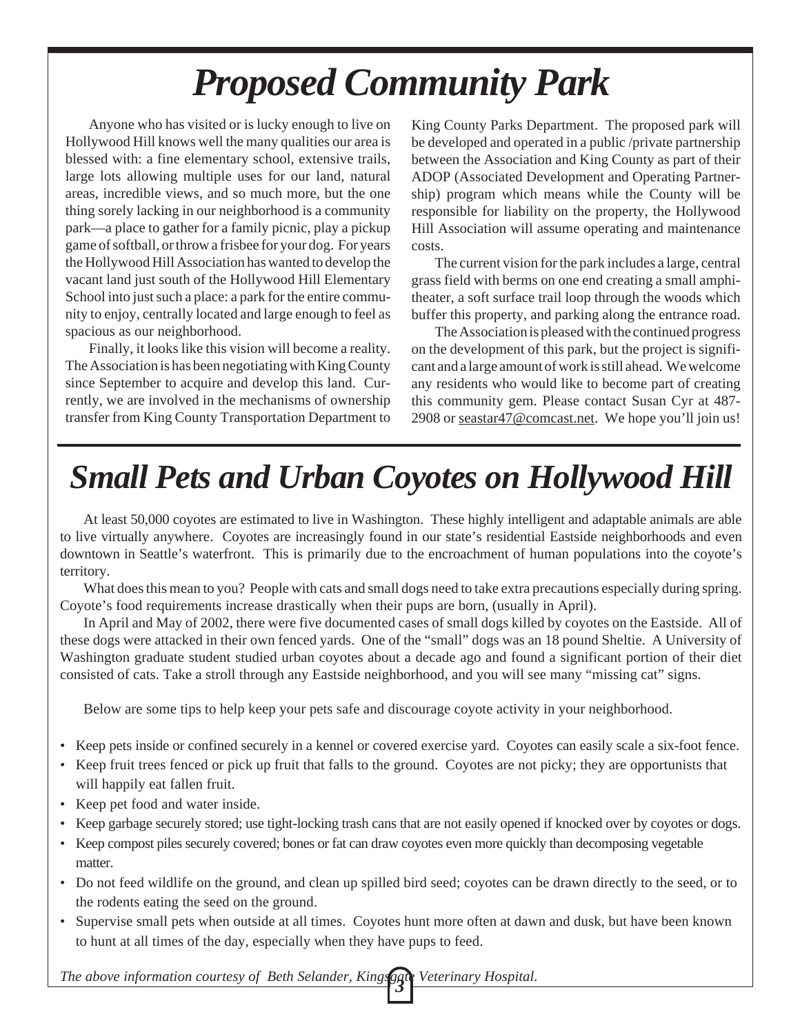# Proposed Community Park

Anyone who has visited or is lucky enough to live on Hollywood Hill knows well the many qualities our area is blessed with: a fine elementary school, extensive trails, large lots allowing multiple uses for our land, natural areas, incredible views, and so much more, but the one thing sorely lacking in our neighborhood is a community park—a place to gather for a family picnic, play a pickup game of softball, or throw a frisbee for your dog. For years the Hollywood Hill Association has wanted to develop the vacant land just south of the Hollywood Hill Elementary School into just such a place: a park for the entire community to enjoy, centrally located and large enough to feel as spacious as our neighborhood.

Finally, it looks like this vision will become a reality. The Association is has been negotiating with King County since September to acquire and develop this land. Currently, we are involved in the mechanisms of ownership transfer from King County Transportation Department to King County Parks Department. The proposed park will be developed and operated in a public /private partnership between the Association and King County as part of their ADOP (Associated Development and Operating Partnership) program which means while the County will be responsible for liability on the property, the Hollywood Hill Association will assume operating and maintenance costs.

The current vision for the park includes a large, central grass field with berms on one end creating a small amphitheater, a soft surface trail loop through the woods which buffer this property, and parking along the entrance road.

The Association is pleased with the continued progress on the development of this park, but the project is significant and a large amount of work is still ahead. We welcome any residents who would like to become part of creating this community gem. Please contact Susan Cyr at 487-2908 or seastar47@comcast.net. We hope you'll join us!

# Small Pets and Urban Coyotes on Hollywood Hill

At least 50,000 coyotes are estimated to live in Washington. These highly intelligent and adaptable animals are able to live virtually anywhere. Coyotes are increasingly found in our state's residential Eastside neighborhoods and even downtown in Seattle's waterfront. This is primarily due to the encroachment of human populations into the coyote's territory.

What does this mean to you? People with cats and small dogs need to take extra precautions especially during spring. Coyote's food requirements increase drastically when their pups are born, (usually in April).

In April and May of 2002, there were five documented cases of small dogs killed by coyotes on the Eastside. All of these dogs were attacked in their own fenced yards. One of the "small" dogs was an 18 pound Sheltie. A University of Washington graduate student studied urban coyotes about a decade ago and found a significant portion of their diet consisted of cats. Take a stroll through any Eastside neighborhood, and you will see many "missing cat" signs.

Below are some tips to help keep your pets safe and discourage coyote activity in your neighborhood.

- Keep pets inside or confined securely in a kennel or covered exercise yard. Coyotes can easily scale a six-foot fence.
- Keep fruit trees fenced or pick up fruit that falls to the ground. Coyotes are not picky; they are opportunists that will happily eat fallen fruit.
- Keep pet food and water inside.
- Keep garbage securely stored; use tight-locking trash cans that are not easily opened if knocked over by coyotes or dogs.
- Keep compost piles securely covered; bones or fat can draw coyotes even more quickly than decomposing vegetable matter.
- Do not feed wildlife on the ground, and clean up spilled bird seed; coyotes can be drawn directly to the seed, or to the rodents eating the seed on the ground.
- Supervise small pets when outside at all times. Coyotes hunt more often at dawn and dusk, but have been known to hunt at all times of the day, especially when they have pups to feed.

*The above information courtesy of Beth Selander, Kingsgate Veterinary Hospital.*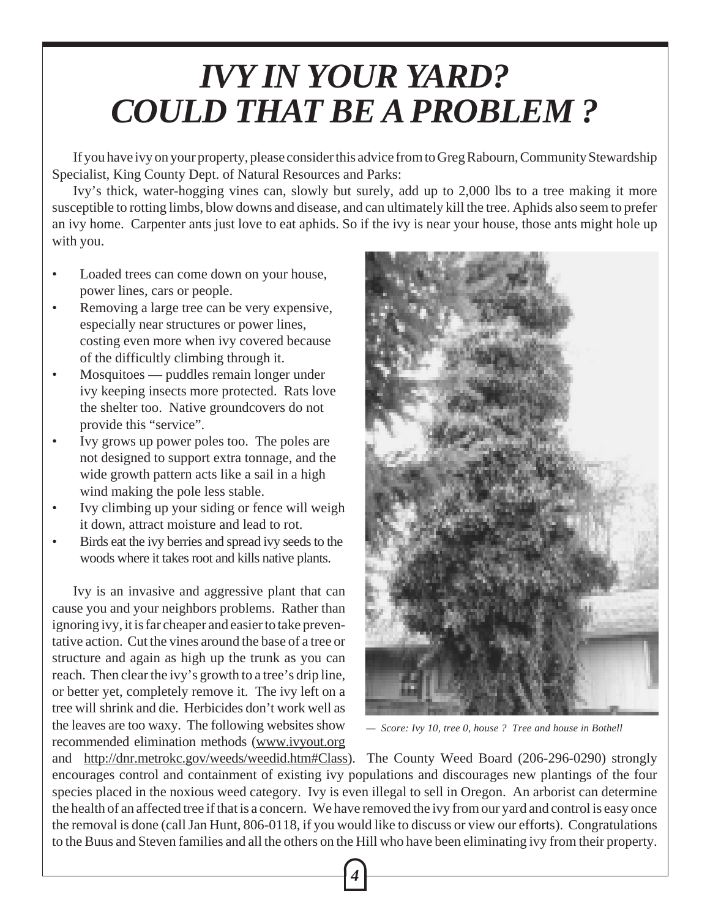# *IVY IN YOUR YARD? COULD THAT BE A PROBLEM ?*

If you have ivy on your property, please consider this advice from to Greg Rabourn, Community Stewardship Specialist, King County Dept. of Natural Resources and Parks:

Ivy's thick, water-hogging vines can, slowly but surely, add up to 2,000 lbs to a tree making it more susceptible to rotting limbs, blow downs and disease, and can ultimately kill the tree. Aphids also seem to prefer an ivy home. Carpenter ants just love to eat aphids. So if the ivy is near your house, those ants might hole up with you.

- Loaded trees can come down on your house, power lines, cars or people.
- Removing a large tree can be very expensive, especially near structures or power lines, costing even more when ivy covered because of the difficultly climbing through it.
- Mosquitoes — puddles remain longer under ivy keeping insects more protected. Rats love the shelter too. Native groundcovers do not provide this "service".
- Ivy grows up power poles too. The poles are not designed to support extra tonnage, and the wide growth pattern acts like a sail in a high wind making the pole less stable.
- Ivy climbing up your siding or fence will weigh it down, attract moisture and lead to rot.
- Birds eat the ivy berries and spread ivy seeds to the woods where it takes root and kills native plants.

*— Score: Ivy 10, tree 0, house ? Tree and house in Bothell*

Ivy is an invasive and aggressive plant that can cause you and your neighbors problems. Rather than ignoring ivy, it is far cheaper and easier to take preventative action. Cut the vines around the base of a tree or structure and again as high up the trunk as you can reach. Then clear the ivy's growth to a tree's drip line, or better yet, completely remove it. The ivy left on a tree will shrink and die. Herbicides don't work well as the leaves are too waxy. The following websites show recommended elimination methods (www.ivyout.org and http://dnr.metrokc.gov/weeds/weedid.htm#Class). The County Weed Board (206-296-0290) strongly encourages control and containment of existing ivy populations and discourages new plantings of the four species placed in the noxious weed category. Ivy is even illegal to sell in Oregon. An arborist can determine the health of an affected tree if that is a concern. We have removed the ivy from our yard and control is easy once the removal is done (call Jan Hunt, 806-0118, if you would like to discuss or view our efforts). Congratulations to the Buus and Steven families and all the others on the Hill who have been eliminating ivy from their property.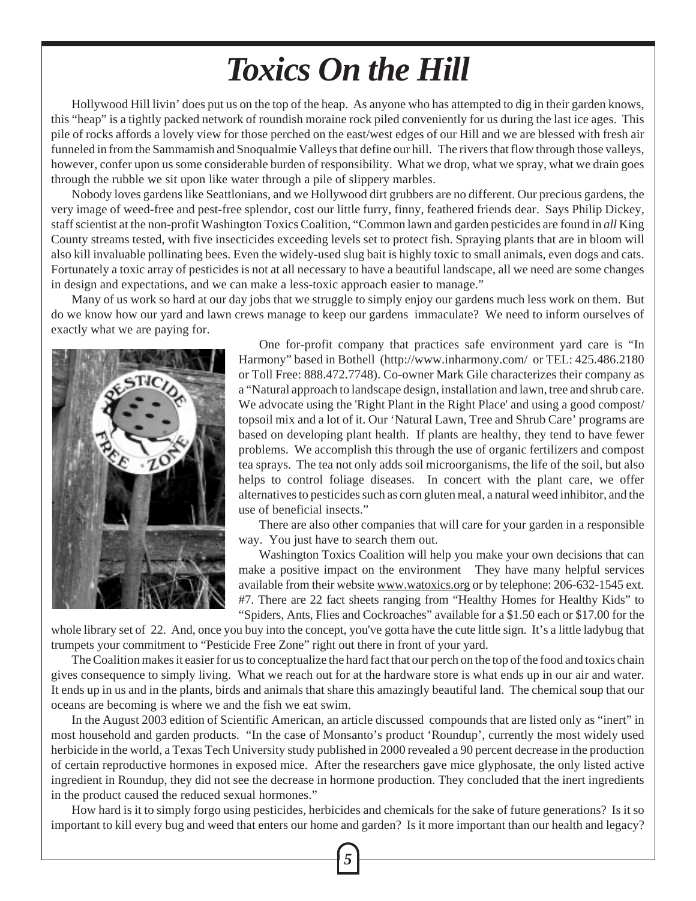# Toxics On the Hill

Hollywood Hill livin' does put us on the top of the heap. As anyone who has attempted to dig in their garden knows, this "heap" is a tightly packed network of roundish moraine rock piled conveniently for us during the last ice ages. This pile of rocks affords a lovely view for those perched on the east/west edges of our Hill and we are blessed with fresh air funneled in from the Sammamish and Snoqualmie Valleys that define our hill. The rivers that flow through those valleys, however, confer upon us some considerable burden of responsibility. What we drop, what we spray, what we drain goes through the rubble we sit upon like water through a pile of slippery marbles.

Nobody loves gardens like Seattlonians, and we Hollywood dirt grubbers are no different. Our precious gardens, the very image of weed-free and pest-free splendor, cost our little furry, finny, feathered friends dear. Says Philip Dickey, staff scientist at the non-profit Washington Toxics Coalition, "Common lawn and garden pesticides are found in *all* King County streams tested, with five insecticides exceeding levels set to protect fish. Spraying plants that are in bloom will also kill invaluable pollinating bees. Even the widely-used slug bait is highly toxic to small animals, even dogs and cats. Fortunately a toxic array of pesticides is not at all necessary to have a beautiful landscape, all we need are some changes in design and expectations, and we can make a less-toxic approach easier to manage."

Many of us work so hard at our day jobs that we struggle to simply enjoy our gardens much less work on them. But do we know how our yard and lawn crews manage to keep our gardens immaculate? We need to inform ourselves of exactly what we are paying for.

One for-profit company that practices safe environment yard care is "In Harmony" based in Bothell (http://www.inharmony.com/ or TEL: 425.486.2180 or Toll Free: 888.472.7748). Co-owner Mark Gile characterizes their company as a "Natural approach to landscape design, installation and lawn, tree and shrub care. We advocate using the 'Right Plant in the Right Place' and using a good compost/topsoil mix and a lot of it. Our 'Natural Lawn, Tree and Shrub Care' programs are based on developing plant health. If plants are healthy, they tend to have fewer problems. We accomplish this through the use of organic fertilizers and compost tea sprays. The tea not only adds soil microorganisms, the life of the soil, but also helps to control foliage diseases. In concert with the plant care, we offer alternatives to pesticides such as corn gluten meal, a natural weed inhibitor, and the use of beneficial insects."

There are also other companies that will care for your garden in a responsible way. You just have to search them out.

Washington Toxics Coalition will help you make your own decisions that can make a positive impact on the environment They have many helpful services available from their website www.watoxics.org or by telephone: 206-632-1545 ext. #7. There are 22 fact sheets ranging from "Healthy Homes for Healthy Kids" to "Spiders, Ants, Flies and Cockroaches" available for a $1.50 each or $17.00 for the whole library set of 22. And, once you buy into the concept, you've gotta have the cute little sign. It's a little ladybug that trumpets your commitment to "Pesticide Free Zone" right out there in front of your yard.

The Coalition makes it easier for us to conceptualize the hard fact that our perch on the top of the food and toxics chain gives consequence to simply living. What we reach out for at the hardware store is what ends up in our air and water. It ends up in us and in the plants, birds and animals that share this amazingly beautiful land. The chemical soup that our oceans are becoming is where we and the fish we eat swim.

In the August 2003 edition of Scientific American, an article discussed compounds that are listed only as "inert" in most household and garden products. "In the case of Monsanto's product 'Roundup', currently the most widely used herbicide in the world, a Texas Tech University study published in 2000 revealed a 90 percent decrease in the production of certain reproductive hormones in exposed mice. After the researchers gave mice glyphosate, the only listed active ingredient in Roundup, they did not see the decrease in hormone production. They concluded that the inert ingredients in the product caused the reduced sexual hormones."

How hard is it to simply forgo using pesticides, herbicides and chemicals for the sake of future generations? Is it so important to kill every bug and weed that enters our home and garden? Is it more important than our health and legacy?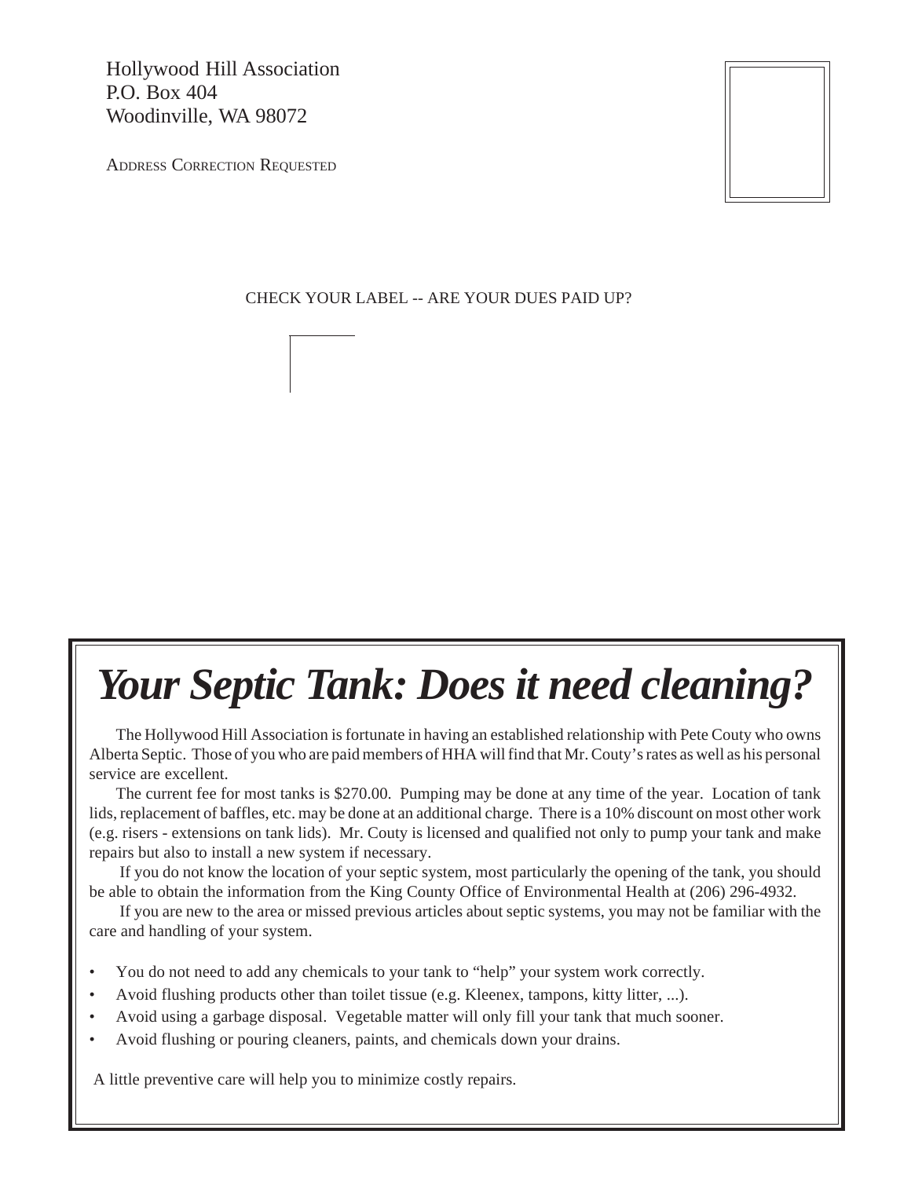Hollywood Hill Association
P.O. Box 404
Woodinville, WA 98072

ADDRESS CORRECTION REQUESTED

CHECK YOUR LABEL -- ARE YOUR DUES PAID UP?

# *Your Septic Tank: Does it need cleaning?*

The Hollywood Hill Association is fortunate in having an established relationship with Pete Couty who owns Alberta Septic. Those of you who are paid members of HHA will find that Mr. Couty's rates as well as his personal service are excellent.

The current fee for most tanks is $270.00. Pumping may be done at any time of the year. Location of tank lids, replacement of baffles, etc. may be done at an additional charge. There is a 10% discount on most other work (e.g. risers - extensions on tank lids). Mr. Couty is licensed and qualified not only to pump your tank and make repairs but also to install a new system if necessary.

If you do not know the location of your septic system, most particularly the opening of the tank, you should be able to obtain the information from the King County Office of Environmental Health at (206) 296-4932.

If you are new to the area or missed previous articles about septic systems, you may not be familiar with the care and handling of your system.

- You do not need to add any chemicals to your tank to "help" your system work correctly.
- Avoid flushing products other than toilet tissue (e.g. Kleenex, tampons, kitty litter, ...).
- Avoid using a garbage disposal. Vegetable matter will only fill your tank that much sooner.
- Avoid flushing or pouring cleaners, paints, and chemicals down your drains.

A little preventive care will help you to minimize costly repairs.